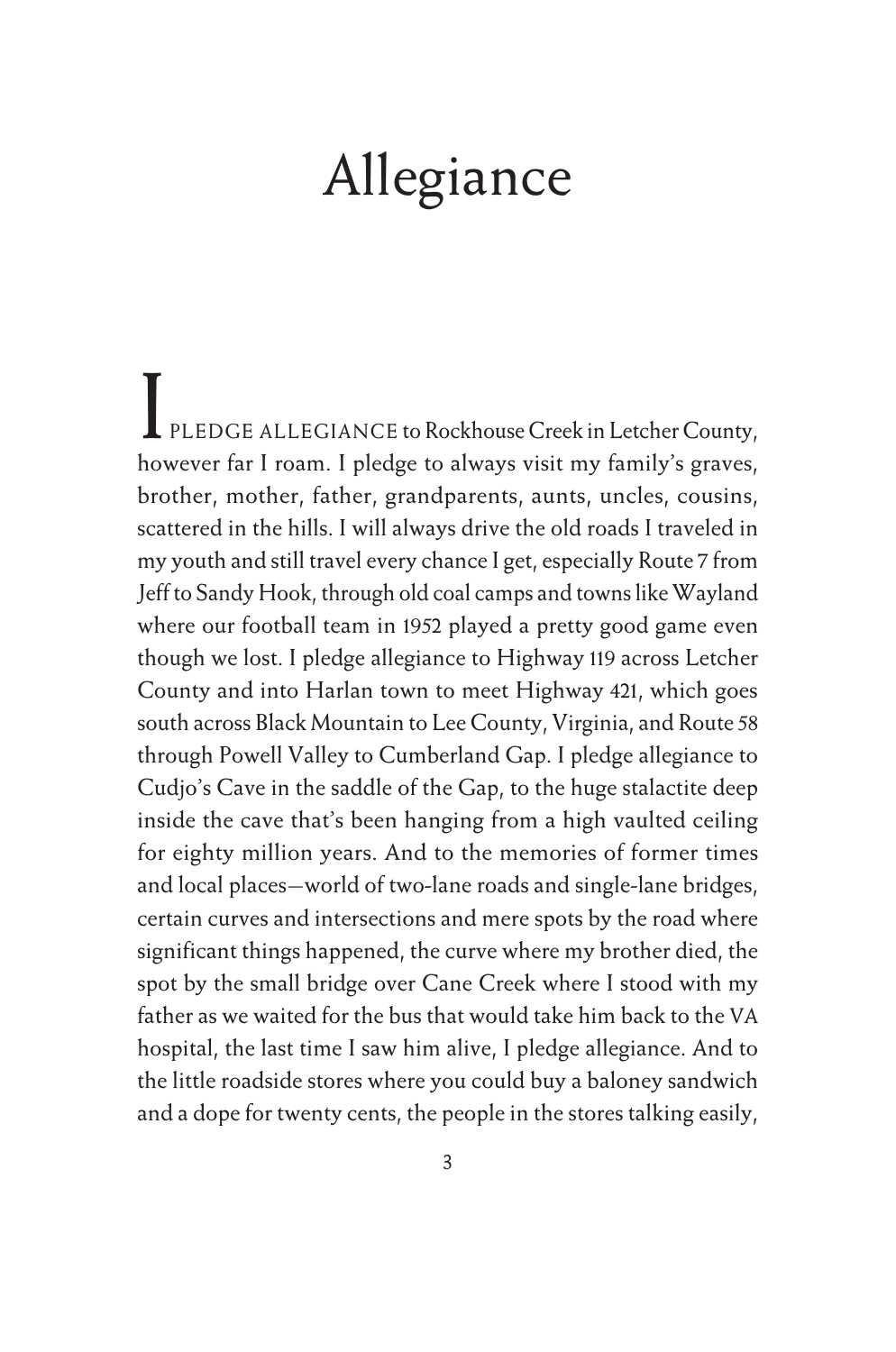# Allegiance

I PLEDGE ALLEGIANCE to Rockhouse Creek in Letcher County, however far I roam. I pledge to always visit my family's graves, brother, mother, father, grandparents, aunts, uncles, cousins, scattered in the hills. I will always drive the old roads I traveled in my youth and still travel every chance I get, especially Route 7 from Jeff to Sandy Hook, through old coal camps and towns like Wayland where our football team in 1952 played a pretty good game even though we lost. I pledge allegiance to Highway 119 across Letcher County and into Harlan town to meet Highway 421, which goes south across Black Mountain to Lee County, Virginia, and Route 58 through Powell Valley to Cumberland Gap. I pledge allegiance to Cudjo's Cave in the saddle of the Gap, to the huge stalactite deep inside the cave that's been hanging from a high vaulted ceiling for eighty million years. And to the memories of former times and local places—world of two-lane roads and single-lane bridges, certain curves and intersections and mere spots by the road where significant things happened, the curve where my brother died, the spot by the small bridge over Cane Creek where I stood with my father as we waited for the bus that would take him back to the VA hospital, the last time I saw him alive, I pledge allegiance. And to the little roadside stores where you could buy a baloney sandwich and a dope for twenty cents, the people in the stores talking easily,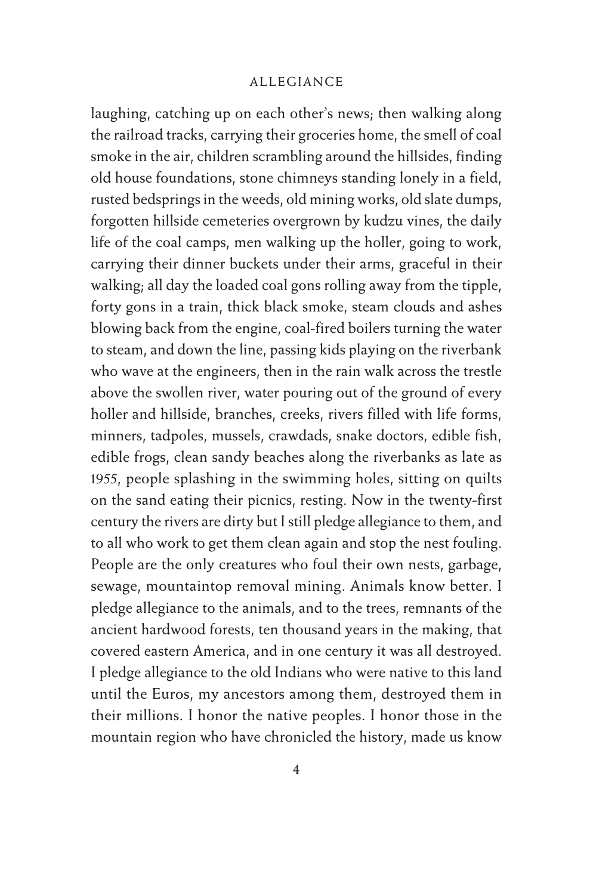laughing, catching up on each other's news; then walking along the railroad tracks, carrying their groceries home, the smell of coal smoke in the air, children scrambling around the hillsides, finding old house foundations, stone chimneys standing lonely in a field, rusted bedsprings in the weeds, old mining works, old slate dumps, forgotten hillside cemeteries overgrown by kudzu vines, the daily life of the coal camps, men walking up the holler, going to work, carrying their dinner buckets under their arms, graceful in their walking; all day the loaded coal gons rolling away from the tipple, forty gons in a train, thick black smoke, steam clouds and ashes blowing back from the engine, coal-fired boilers turning the water to steam, and down the line, passing kids playing on the riverbank who wave at the engineers, then in the rain walk across the trestle above the swollen river, water pouring out of the ground of every holler and hillside, branches, creeks, rivers filled with life forms, minners, tadpoles, mussels, crawdads, snake doctors, edible fish, edible frogs, clean sandy beaches along the riverbanks as late as 1955, people splashing in the swimming holes, sitting on quilts on the sand eating their picnics, resting. Now in the twenty-first century the rivers are dirty but I still pledge allegiance to them, and to all who work to get them clean again and stop the nest fouling. People are the only creatures who foul their own nests, garbage, sewage, mountaintop removal mining. Animals know better. I pledge allegiance to the animals, and to the trees, remnants of the ancient hardwood forests, ten thousand years in the making, that covered eastern America, and in one century it was all destroyed. I pledge allegiance to the old Indians who were native to this land until the Euros, my ancestors among them, destroyed them in their millions. I honor the native peoples. I honor those in the mountain region who have chronicled the history, made us know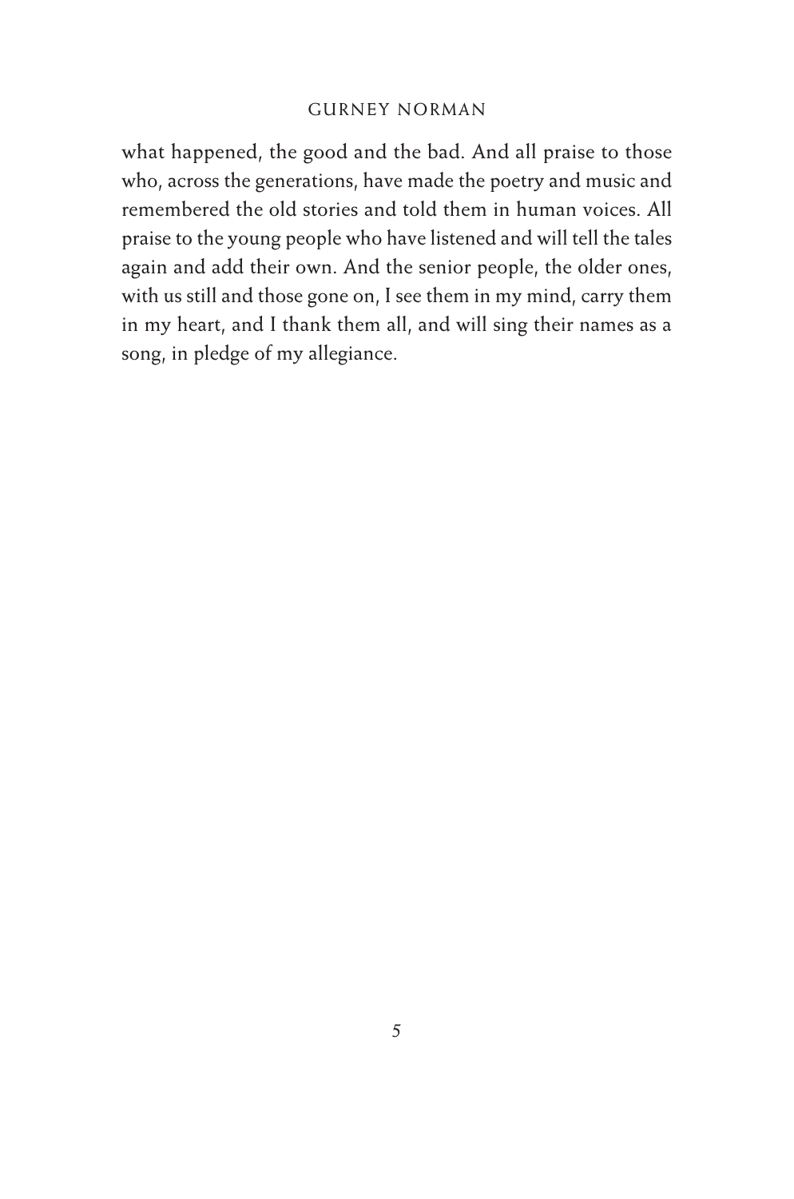what happened, the good and the bad. And all praise to those who, across the generations, have made the poetry and music and remembered the old stories and told them in human voices. All praise to the young people who have listened and will tell the tales again and add their own. And the senior people, the older ones, with us still and those gone on, I see them in my mind, carry them in my heart, and I thank them all, and will sing their names as a song, in pledge of my allegiance.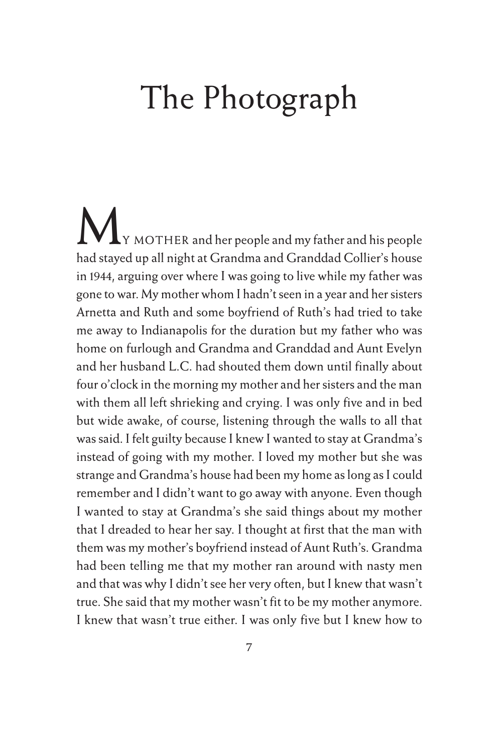# The Photograph

MY MOTHER and her people and my father and his people had stayed up all night at Grandma and Granddad Collier's house in 1944, arguing over where I was going to live while my father was gone to war. My mother whom I hadn't seen in a year and her sisters Arnetta and Ruth and some boyfriend of Ruth's had tried to take me away to Indianapolis for the duration but my father who was home on furlough and Grandma and Granddad and Aunt Evelyn and her husband L.C. had shouted them down until finally about four o'clock in the morning my mother and her sisters and the man with them all left shrieking and crying. I was only five and in bed but wide awake, of course, listening through the walls to all that was said. I felt guilty because I knew I wanted to stay at Grandma's instead of going with my mother. I loved my mother but she was strange and Grandma's house had been my home as long as I could remember and I didn't want to go away with anyone. Even though I wanted to stay at Grandma's she said things about my mother that I dreaded to hear her say. I thought at first that the man with them was my mother's boyfriend instead of Aunt Ruth's. Grandma had been telling me that my mother ran around with nasty men and that was why I didn't see her very often, but I knew that wasn't true. She said that my mother wasn't fit to be my mother anymore. I knew that wasn't true either. I was only five but I knew how to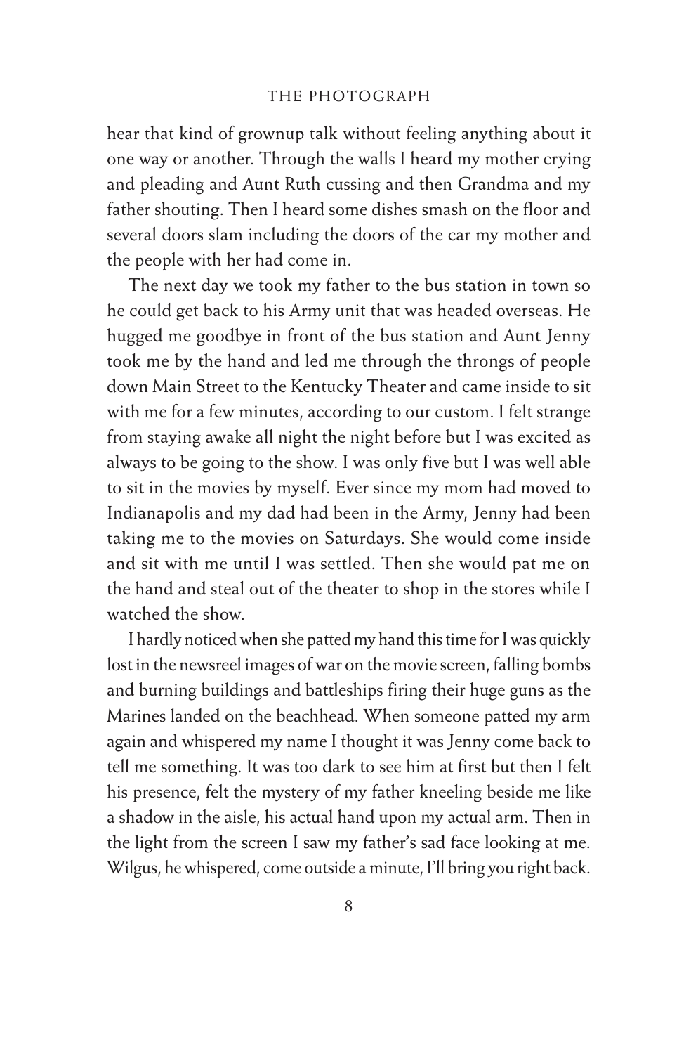hear that kind of grownup talk without feeling anything about it one way or another. Through the walls I heard my mother crying and pleading and Aunt Ruth cussing and then Grandma and my father shouting. Then I heard some dishes smash on the floor and several doors slam including the doors of the car my mother and the people with her had come in.

The next day we took my father to the bus station in town so he could get back to his Army unit that was headed overseas. He hugged me goodbye in front of the bus station and Aunt Jenny took me by the hand and led me through the throngs of people down Main Street to the Kentucky Theater and came inside to sit with me for a few minutes, according to our custom. I felt strange from staying awake all night the night before but I was excited as always to be going to the show. I was only five but I was well able to sit in the movies by myself. Ever since my mom had moved to Indianapolis and my dad had been in the Army, Jenny had been taking me to the movies on Saturdays. She would come inside and sit with me until I was settled. Then she would pat me on the hand and steal out of the theater to shop in the stores while I watched the show.

I hardly noticed when she patted my hand this time for I was quickly lost in the newsreel images of war on the movie screen, falling bombs and burning buildings and battleships firing their huge guns as the Marines landed on the beachhead. When someone patted my arm again and whispered my name I thought it was Jenny come back to tell me something. It was too dark to see him at first but then I felt his presence, felt the mystery of my father kneeling beside me like a shadow in the aisle, his actual hand upon my actual arm. Then in the light from the screen I saw my father's sad face looking at me. Wilgus, he whispered, come outside a minute, I'll bring you right back.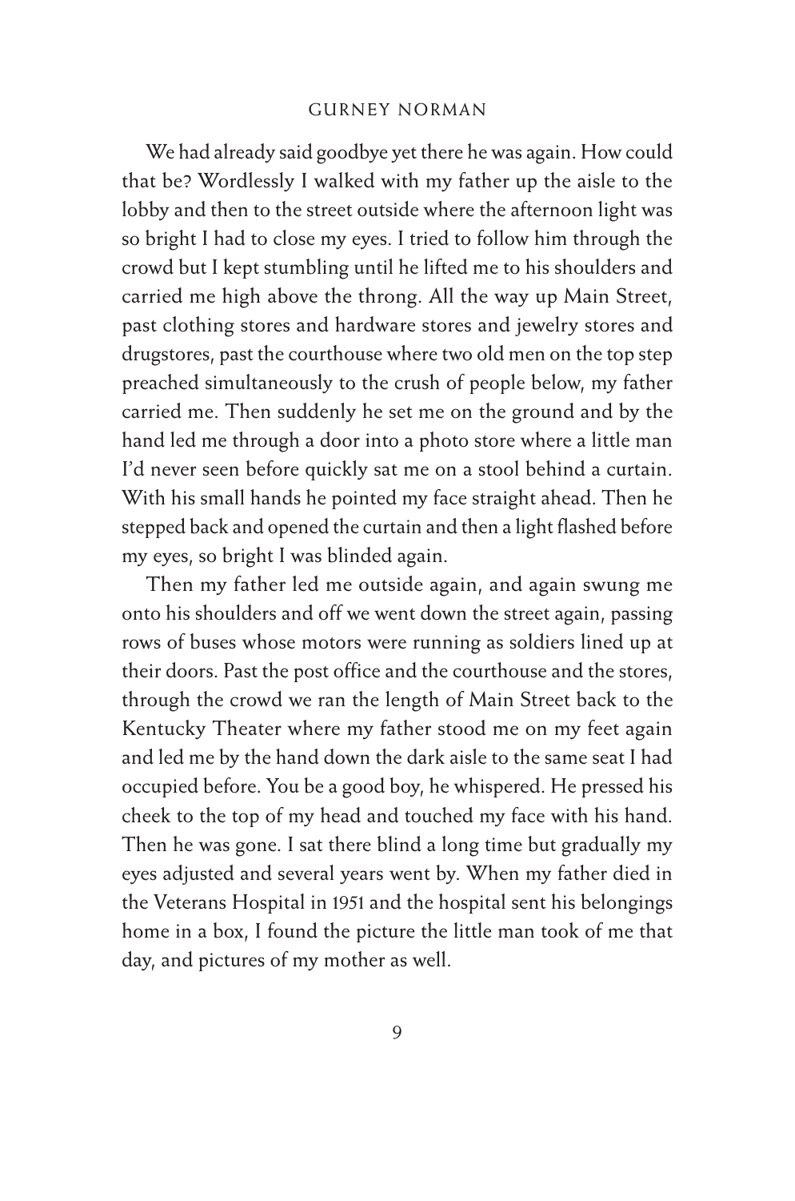We had already said goodbye yet there he was again. How could that be? Wordlessly I walked with my father up the aisle to the lobby and then to the street outside where the afternoon light was so bright I had to close my eyes. I tried to follow him through the crowd but I kept stumbling until he lifted me to his shoulders and carried me high above the throng. All the way up Main Street, past clothing stores and hardware stores and jewelry stores and drugstores, past the courthouse where two old men on the top step preached simultaneously to the crush of people below, my father carried me. Then suddenly he set me on the ground and by the hand led me through a door into a photo store where a little man I'd never seen before quickly sat me on a stool behind a curtain. With his small hands he pointed my face straight ahead. Then he stepped back and opened the curtain and then a light flashed before my eyes, so bright I was blinded again.

Then my father led me outside again, and again swung me onto his shoulders and off we went down the street again, passing rows of buses whose motors were running as soldiers lined up at their doors. Past the post office and the courthouse and the stores, through the crowd we ran the length of Main Street back to the Kentucky Theater where my father stood me on my feet again and led me by the hand down the dark aisle to the same seat I had occupied before. You be a good boy, he whispered. He pressed his cheek to the top of my head and touched my face with his hand. Then he was gone. I sat there blind a long time but gradually my eyes adjusted and several years went by. When my father died in the Veterans Hospital in 1951 and the hospital sent his belongings home in a box, I found the picture the little man took of me that day, and pictures of my mother as well.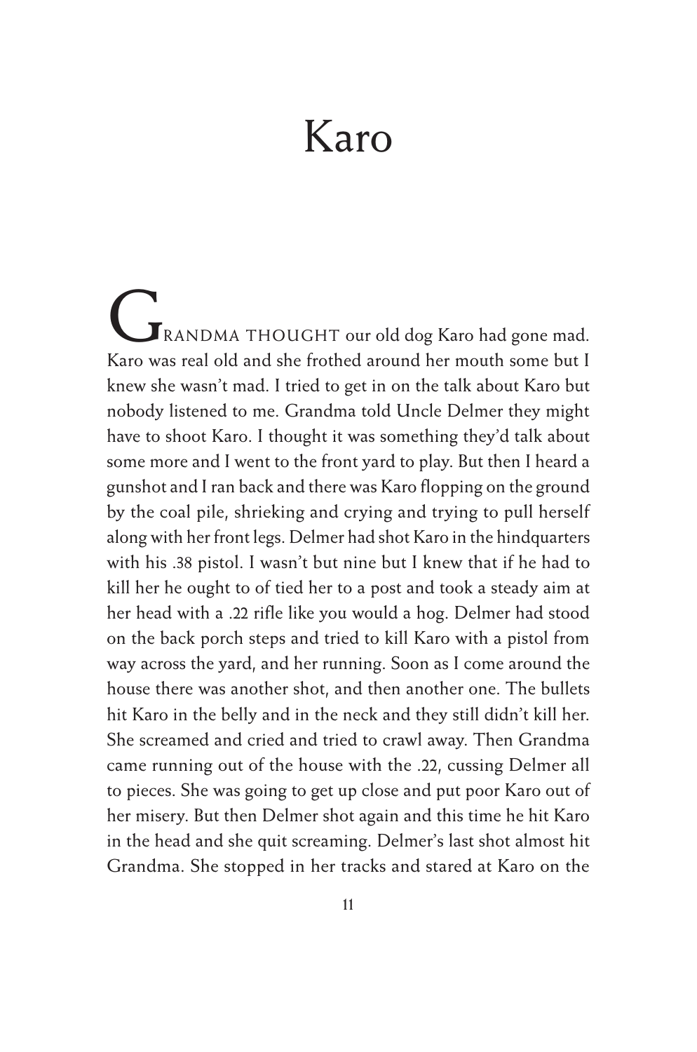# Karo

GRANDMA THOUGHT our old dog Karo had gone mad. Karo was real old and she frothed around her mouth some but I knew she wasn't mad. I tried to get in on the talk about Karo but nobody listened to me. Grandma told Uncle Delmer they might have to shoot Karo. I thought it was something they'd talk about some more and I went to the front yard to play. But then I heard a gunshot and I ran back and there was Karo flopping on the ground by the coal pile, shrieking and crying and trying to pull herself along with her front legs. Delmer had shot Karo in the hindquarters with his .38 pistol. I wasn't but nine but I knew that if he had to kill her he ought to of tied her to a post and took a steady aim at her head with a .22 rifle like you would a hog. Delmer had stood on the back porch steps and tried to kill Karo with a pistol from way across the yard, and her running. Soon as I come around the house there was another shot, and then another one. The bullets hit Karo in the belly and in the neck and they still didn't kill her. She screamed and cried and tried to crawl away. Then Grandma came running out of the house with the .22, cussing Delmer all to pieces. She was going to get up close and put poor Karo out of her misery. But then Delmer shot again and this time he hit Karo in the head and she quit screaming. Delmer's last shot almost hit Grandma. She stopped in her tracks and stared at Karo on the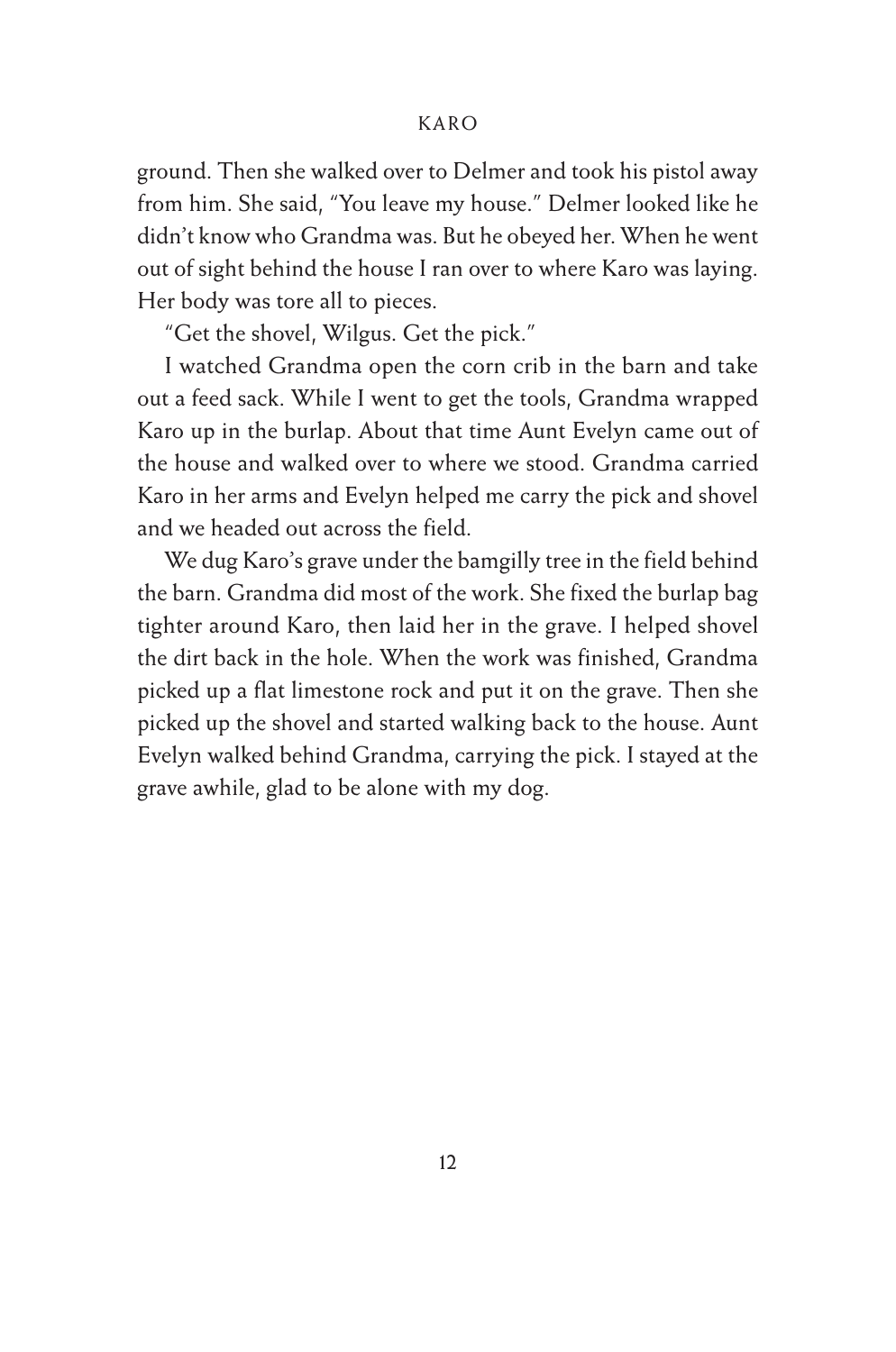ground. Then she walked over to Delmer and took his pistol away from him. She said, "You leave my house." Delmer looked like he didn't know who Grandma was. But he obeyed her. When he went out of sight behind the house I ran over to where Karo was laying. Her body was tore all to pieces.

"Get the shovel, Wilgus. Get the pick."

I watched Grandma open the corn crib in the barn and take out a feed sack. While I went to get the tools, Grandma wrapped Karo up in the burlap. About that time Aunt Evelyn came out of the house and walked over to where we stood. Grandma carried Karo in her arms and Evelyn helped me carry the pick and shovel and we headed out across the field.

We dug Karo's grave under the bamgilly tree in the field behind the barn. Grandma did most of the work. She fixed the burlap bag tighter around Karo, then laid her in the grave. I helped shovel the dirt back in the hole. When the work was finished, Grandma picked up a flat limestone rock and put it on the grave. Then she picked up the shovel and started walking back to the house. Aunt Evelyn walked behind Grandma, carrying the pick. I stayed at the grave awhile, glad to be alone with my dog.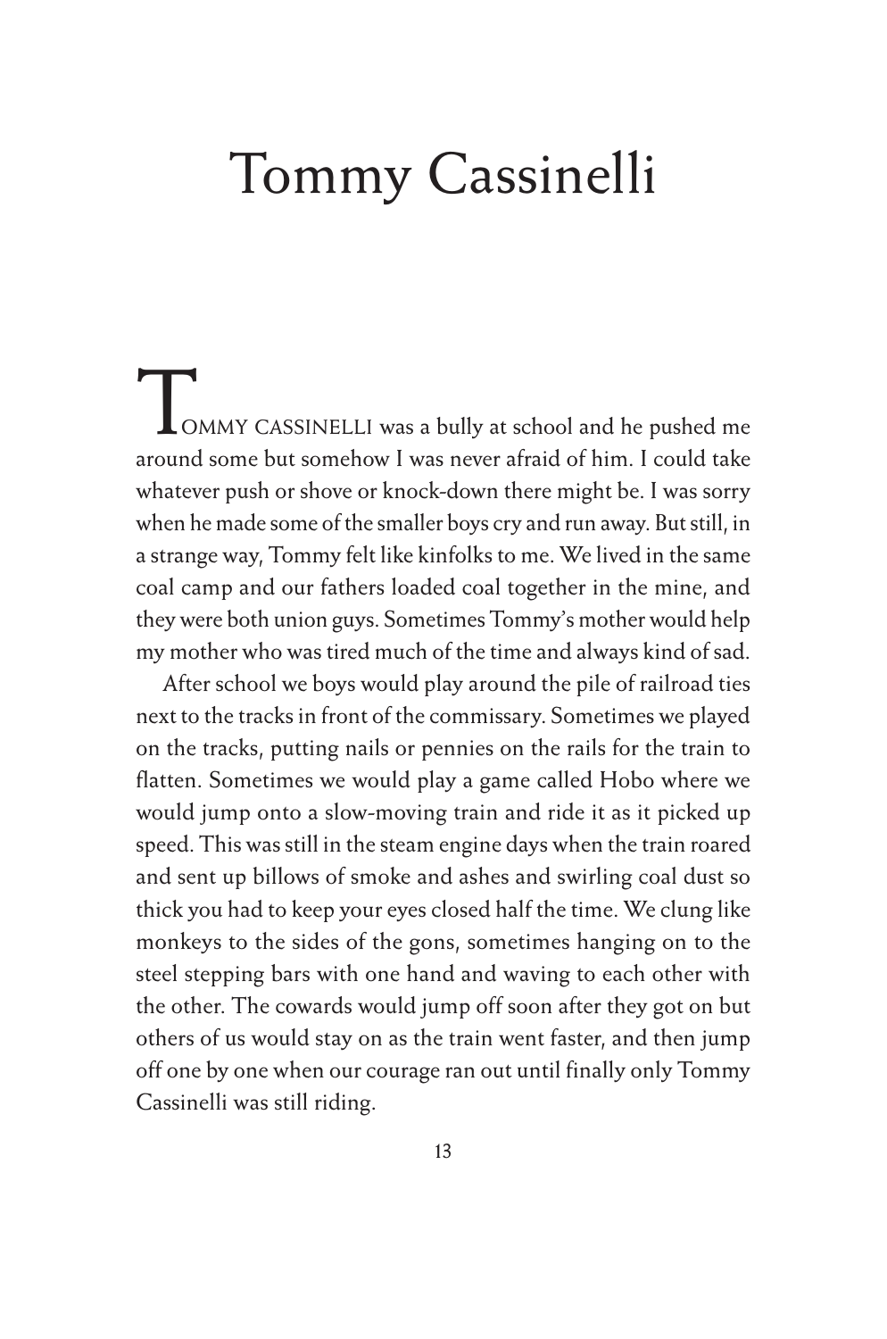# Tommy Cassinelli

TOMMY CASSINELLI was a bully at school and he pushed me around some but somehow I was never afraid of him. I could take whatever push or shove or knock-down there might be. I was sorry when he made some of the smaller boys cry and run away. But still, in a strange way, Tommy felt like kinfolks to me. We lived in the same coal camp and our fathers loaded coal together in the mine, and they were both union guys. Sometimes Tommy's mother would help my mother who was tired much of the time and always kind of sad.

After school we boys would play around the pile of railroad ties next to the tracks in front of the commissary. Sometimes we played on the tracks, putting nails or pennies on the rails for the train to flatten. Sometimes we would play a game called Hobo where we would jump onto a slow-moving train and ride it as it picked up speed. This was still in the steam engine days when the train roared and sent up billows of smoke and ashes and swirling coal dust so thick you had to keep your eyes closed half the time. We clung like monkeys to the sides of the gons, sometimes hanging on to the steel stepping bars with one hand and waving to each other with the other. The cowards would jump off soon after they got on but others of us would stay on as the train went faster, and then jump off one by one when our courage ran out until finally only Tommy Cassinelli was still riding.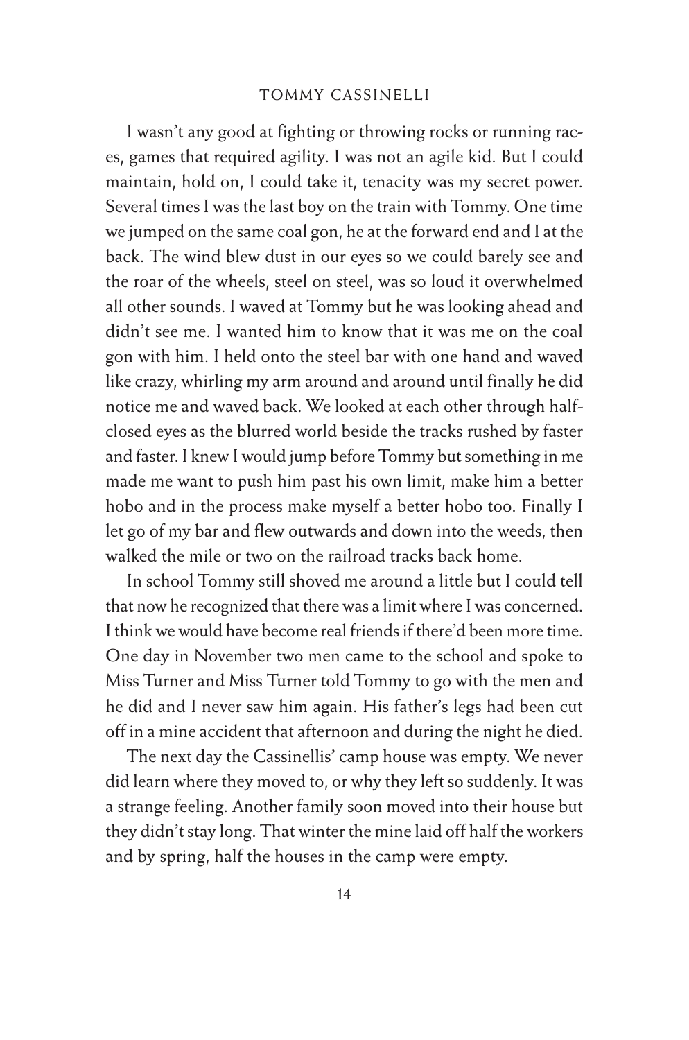I wasn't any good at fighting or throwing rocks or running races, games that required agility. I was not an agile kid. But I could maintain, hold on, I could take it, tenacity was my secret power. Several times I was the last boy on the train with Tommy. One time we jumped on the same coal gon, he at the forward end and I at the back. The wind blew dust in our eyes so we could barely see and the roar of the wheels, steel on steel, was so loud it overwhelmed all other sounds. I waved at Tommy but he was looking ahead and didn't see me. I wanted him to know that it was me on the coal gon with him. I held onto the steel bar with one hand and waved like crazy, whirling my arm around and around until finally he did notice me and waved back. We looked at each other through half-closed eyes as the blurred world beside the tracks rushed by faster and faster. I knew I would jump before Tommy but something in me made me want to push him past his own limit, make him a better hobo and in the process make myself a better hobo too. Finally I let go of my bar and flew outwards and down into the weeds, then walked the mile or two on the railroad tracks back home.

In school Tommy still shoved me around a little but I could tell that now he recognized that there was a limit where I was concerned. I think we would have become real friends if there'd been more time. One day in November two men came to the school and spoke to Miss Turner and Miss Turner told Tommy to go with the men and he did and I never saw him again. His father's legs had been cut off in a mine accident that afternoon and during the night he died.

The next day the Cassinellis' camp house was empty. We never did learn where they moved to, or why they left so suddenly. It was a strange feeling. Another family soon moved into their house but they didn't stay long. That winter the mine laid off half the workers and by spring, half the houses in the camp were empty.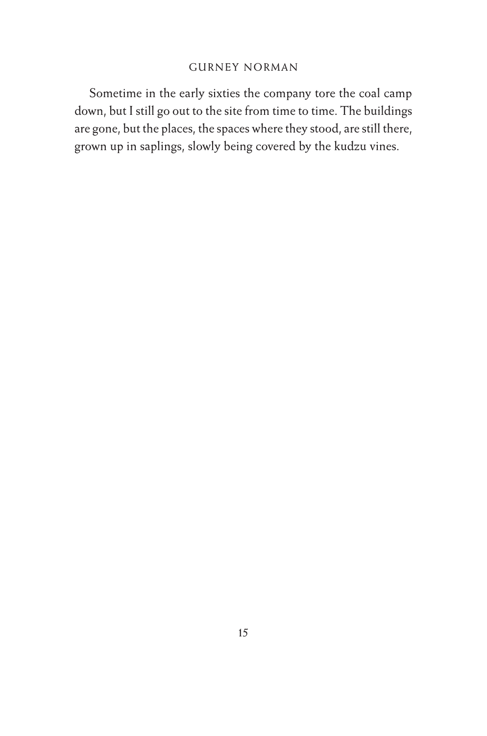Sometime in the early sixties the company tore the coal camp down, but I still go out to the site from time to time. The buildings are gone, but the places, the spaces where they stood, are still there, grown up in saplings, slowly being covered by the kudzu vines.